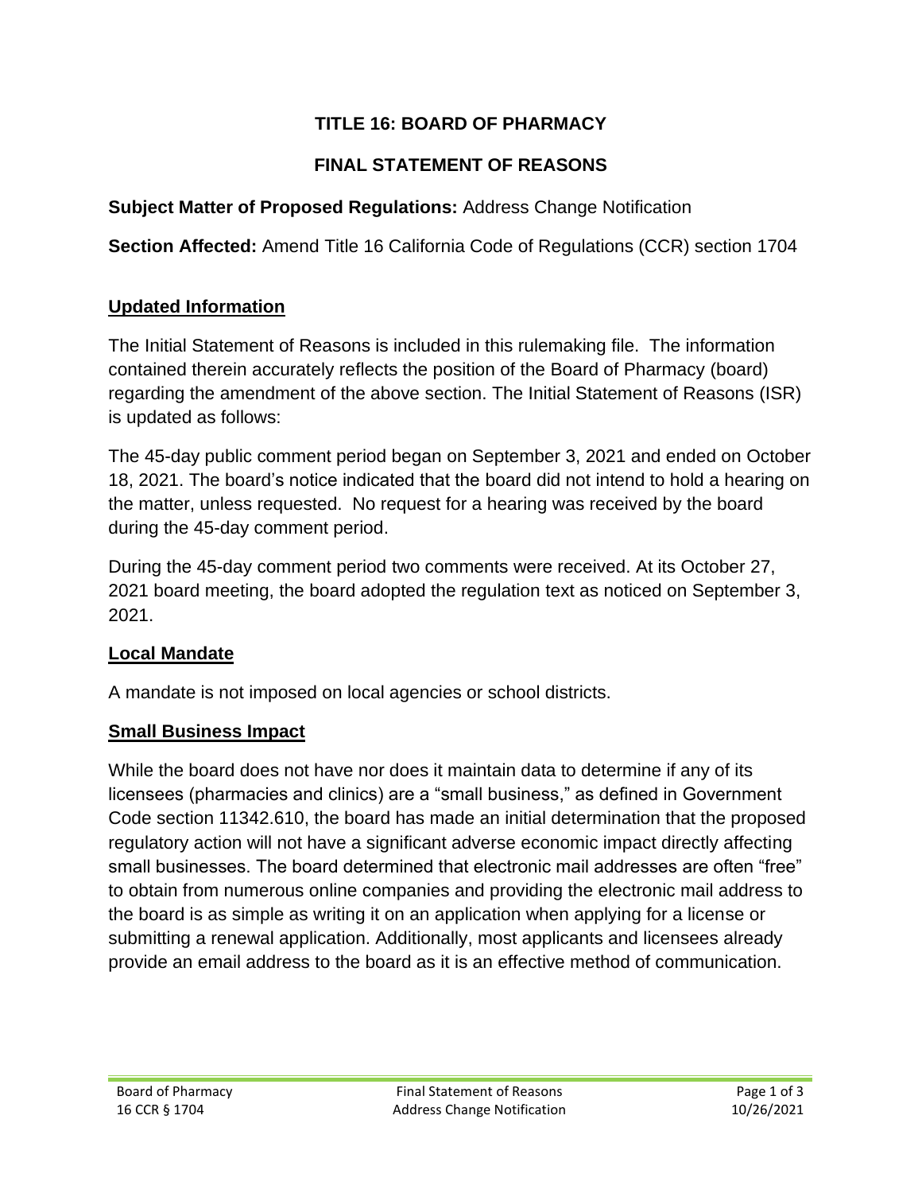# TITLE 16: BOARD OF PHARMACY

## FINAL STATEMENT OF REASONS

**Subject Matter of Proposed Regulations:** Address Change Notification

**Section Affected:** Amend Title 16 California Code of Regulations (CCR) section 1704

### Updated Information

The Initial Statement of Reasons is included in this rulemaking file. The information contained therein accurately reflects the position of the Board of Pharmacy (board) regarding the amendment of the above section. The Initial Statement of Reasons (ISR) is updated as follows:

The 45-day public comment period began on September 3, 2021 and ended on October 18, 2021. The board's notice indicated that the board did not intend to hold a hearing on the matter, unless requested. No request for a hearing was received by the board during the 45-day comment period.

During the 45-day comment period two comments were received. At its October 27, 2021 board meeting, the board adopted the regulation text as noticed on September 3, 2021.

### Local Mandate

A mandate is not imposed on local agencies or school districts.

### Small Business Impact

While the board does not have nor does it maintain data to determine if any of its licensees (pharmacies and clinics) are a "small business," as defined in Government Code section 11342.610, the board has made an initial determination that the proposed regulatory action will not have a significant adverse economic impact directly affecting small businesses. The board determined that electronic mail addresses are often "free" to obtain from numerous online companies and providing the electronic mail address to the board is as simple as writing it on an application when applying for a license or submitting a renewal application. Additionally, most applicants and licensees already provide an email address to the board as it is an effective method of communication.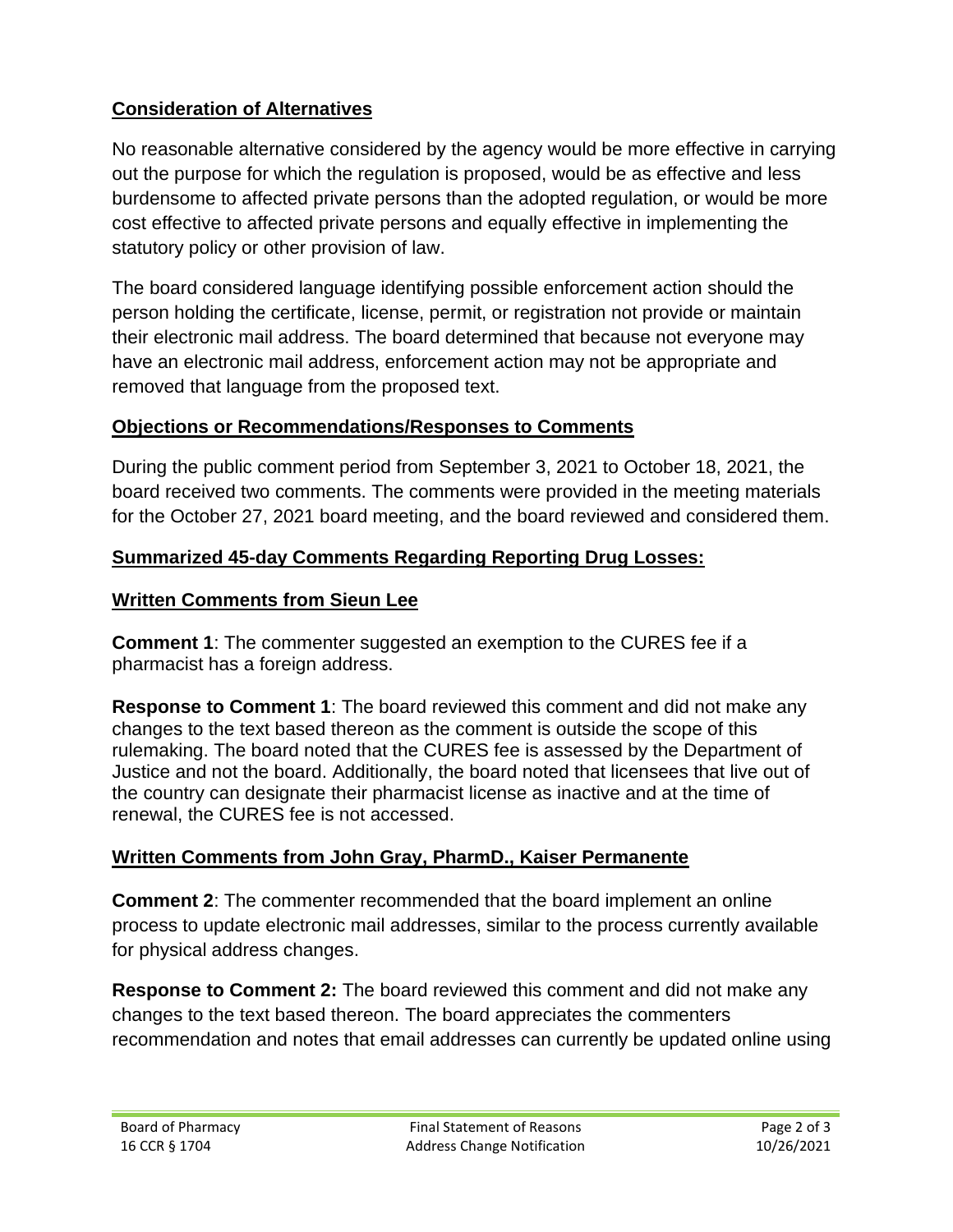## Consideration of Alternatives

No reasonable alternative considered by the agency would be more effective in carrying out the purpose for which the regulation is proposed, would be as effective and less burdensome to affected private persons than the adopted regulation, or would be more cost effective to affected private persons and equally effective in implementing the statutory policy or other provision of law.

The board considered language identifying possible enforcement action should the person holding the certificate, license, permit, or registration not provide or maintain their electronic mail address. The board determined that because not everyone may have an electronic mail address, enforcement action may not be appropriate and removed that language from the proposed text.

## Objections or Recommendations/Responses to Comments

During the public comment period from September 3, 2021 to October 18, 2021, the board received two comments. The comments were provided in the meeting materials for the October 27, 2021 board meeting, and the board reviewed and considered them.

## Summarized 45-day Comments Regarding Reporting Drug Losses:

## Written Comments from Sieun Lee

**Comment 1**: The commenter suggested an exemption to the CURES fee if a pharmacist has a foreign address.

**Response to Comment 1**: The board reviewed this comment and did not make any changes to the text based thereon as the comment is outside the scope of this rulemaking. The board noted that the CURES fee is assessed by the Department of Justice and not the board. Additionally, the board noted that licensees that live out of the country can designate their pharmacist license as inactive and at the time of renewal, the CURES fee is not accessed.

## Written Comments from John Gray, PharmD., Kaiser Permanente

**Comment 2**: The commenter recommended that the board implement an online process to update electronic mail addresses, similar to the process currently available for physical address changes.

**Response to Comment 2:** The board reviewed this comment and did not make any changes to the text based thereon. The board appreciates the commenters recommendation and notes that email addresses can currently be updated online using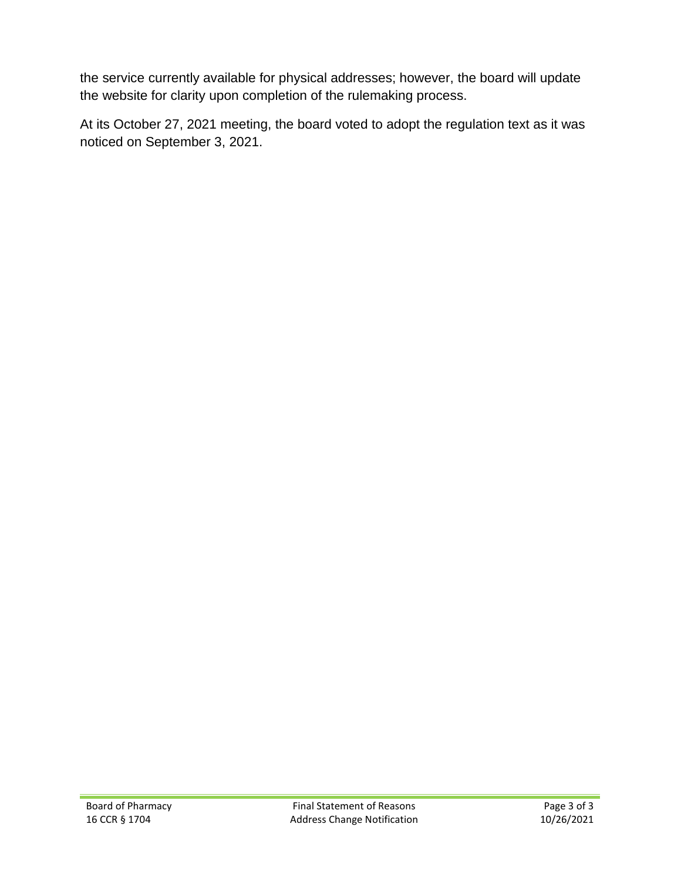the service currently available for physical addresses; however, the board will update the website for clarity upon completion of the rulemaking process.

At its October 27, 2021 meeting, the board voted to adopt the regulation text as it was noticed on September 3, 2021.